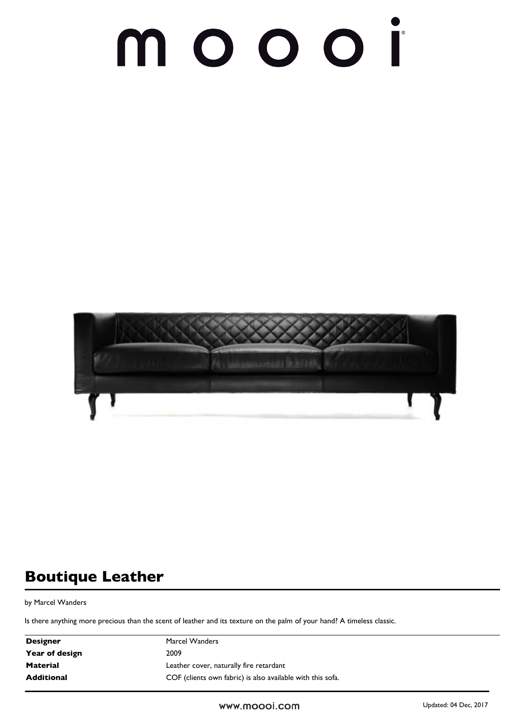# moooi

## Boutique Leather

by Marcel Wanders

Is there anything more precious than the scent of leather and its texture on the palm of your hand? A timeless classic.

| | |
|---|---|
| **Designer** | Marcel Wanders |
| **Year of design** | 2009 |
| **Material** | Leather cover, naturally fire retardant |
| **Additional** | COF (clients own fabric) is also available with this sofa. |

www.moooi.com

Updated: 04 Dec, 2017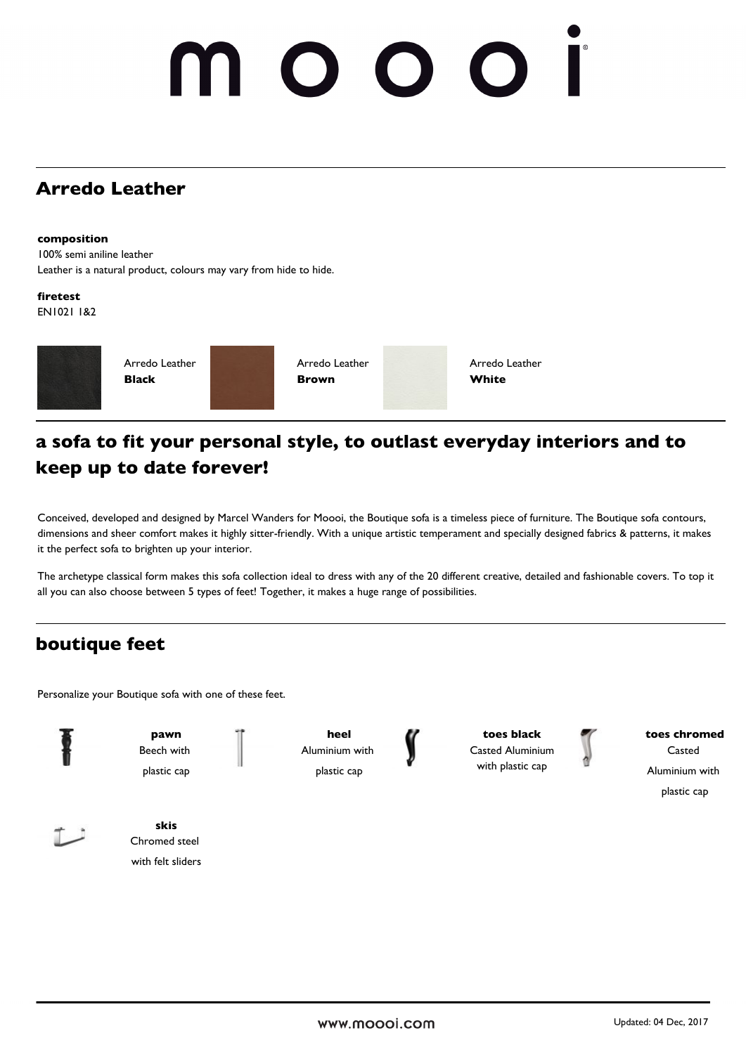# moooi

## Arredo Leather

**composition**

100% semi aniline leather

Leather is a natural product, colours may vary from hide to hide.

**firetest**

EN1021 1&2

Arredo Leather **Black**

Arredo Leather **Brown**

Arredo Leather **White**

## a sofa to fit your personal style, to outlast everyday interiors and to keep up to date forever!

Conceived, developed and designed by Marcel Wanders for Moooi, the Boutique sofa is a timeless piece of furniture. The Boutique sofa contours, dimensions and sheer comfort makes it highly sitter-friendly. With a unique artistic temperament and specially designed fabrics & patterns, it makes it the perfect sofa to brighten up your interior.

The archetype classical form makes this sofa collection ideal to dress with any of the 20 different creative, detailed and fashionable covers. To top it all you can also choose between 5 types of feet! Together, it makes a huge range of possibilities.

## boutique feet

Personalize your Boutique sofa with one of these feet.

**pawn**
Beech with plastic cap

**heel**
Aluminium with plastic cap

**toes black**
Casted Aluminium with plastic cap

**toes chromed**
Casted Aluminium with plastic cap

**skis**
Chromed steel with felt sliders

www.moooi.com

Updated: 04 Dec, 2017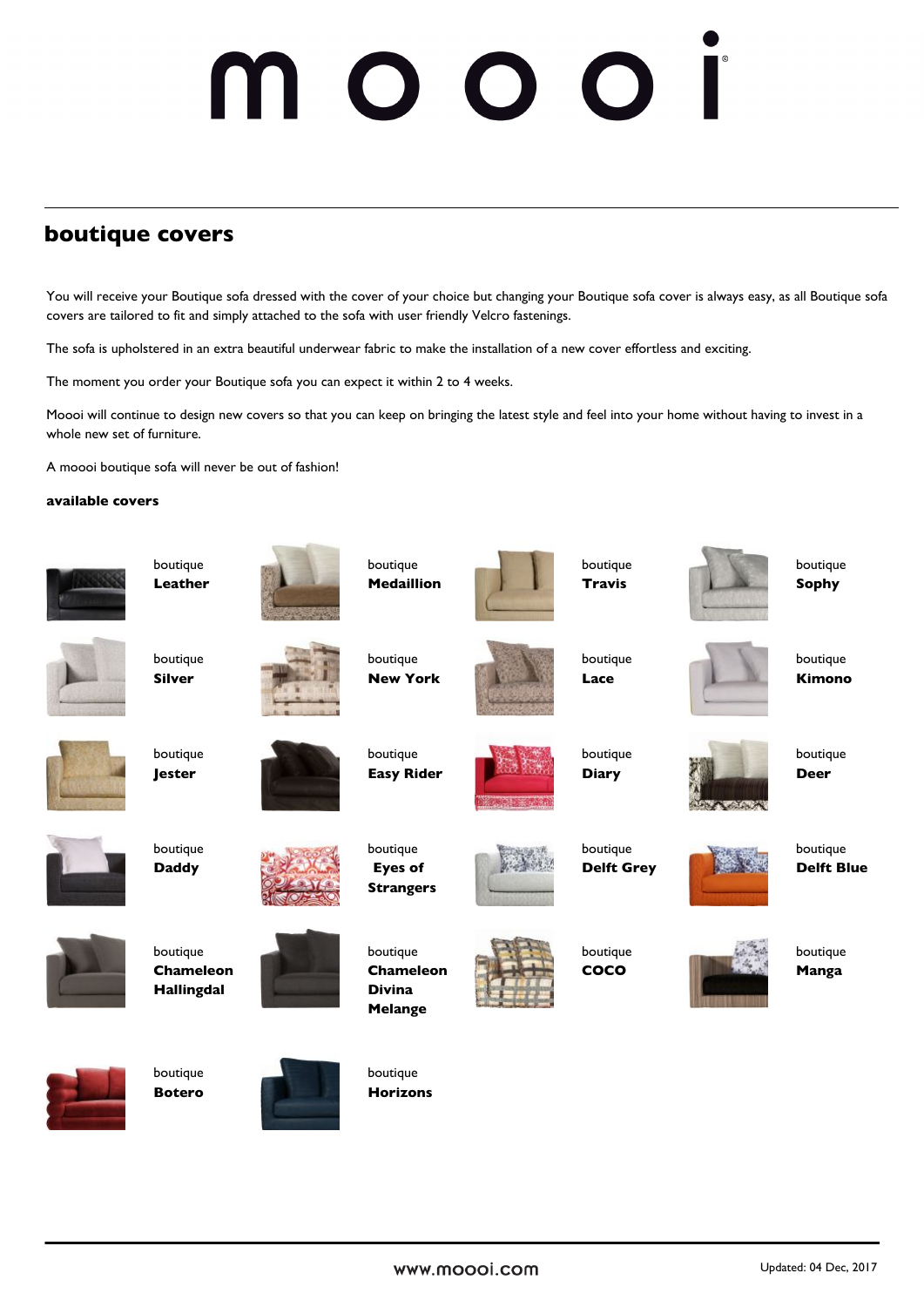# moooi

## boutique covers

You will receive your Boutique sofa dressed with the cover of your choice but changing your Boutique sofa cover is always easy, as all Boutique sofa covers are tailored to fit and simply attached to the sofa with user friendly Velcro fastenings.

The sofa is upholstered in an extra beautiful underwear fabric to make the installation of a new cover effortless and exciting.

The moment you order your Boutique sofa you can expect it within 2 to 4 weeks.

Moooi will continue to design new covers so that you can keep on bringing the latest style and feel into your home without having to invest in a whole new set of furniture.

A moooi boutique sofa will never be out of fashion!

**available covers**

boutique **Leather**

boutique **Medaillion**

boutique **Travis**

boutique **Sophy**

boutique **Silver**

boutique **New York**

boutique **Lace**

boutique **Kimono**

boutique **Jester**

boutique **Easy Rider**

boutique **Diary**

boutique **Deer**

boutique **Daddy**

boutique **Eyes of Strangers**

boutique **Delft Grey**

boutique **Delft Blue**

boutique **Chameleon Hallingdal**

boutique **Chameleon Divina Melange**

boutique **COCO**

boutique **Manga**

boutique **Botero**

boutique **Horizons**

www.moooi.com

Updated: 04 Dec, 2017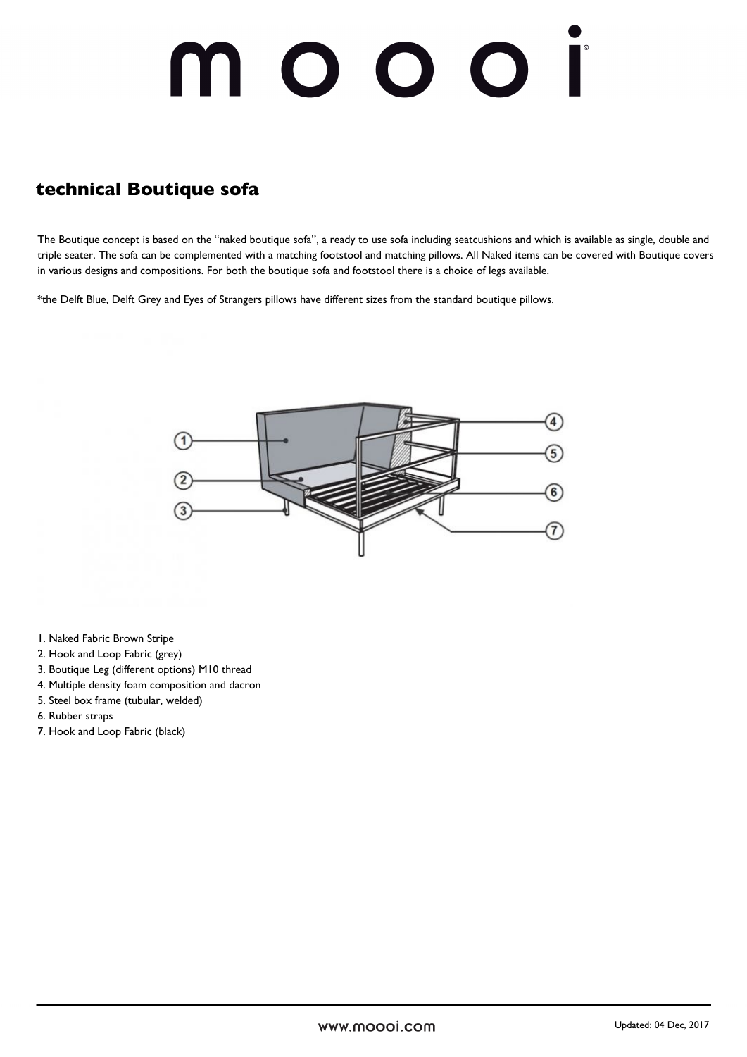# technical Boutique sofa

The Boutique concept is based on the "naked boutique sofa", a ready to use sofa including seatcushions and which is available as single, double and triple seater. The sofa can be complemented with a matching footstool and matching pillows. All Naked items can be covered with Boutique covers in various designs and compositions. For both the boutique sofa and footstool there is a choice of legs available.

*the Delft Blue, Delft Grey and Eyes of Strangers pillows have different sizes from the standard boutique pillows.

1. Naked Fabric Brown Stripe
2. Hook and Loop Fabric (grey)
3. Boutique Leg (different options) M10 thread
4. Multiple density foam composition and dacron
5. Steel box frame (tubular, welded)
6. Rubber straps
7. Hook and Loop Fabric (black)

Updated: 04 Dec, 2017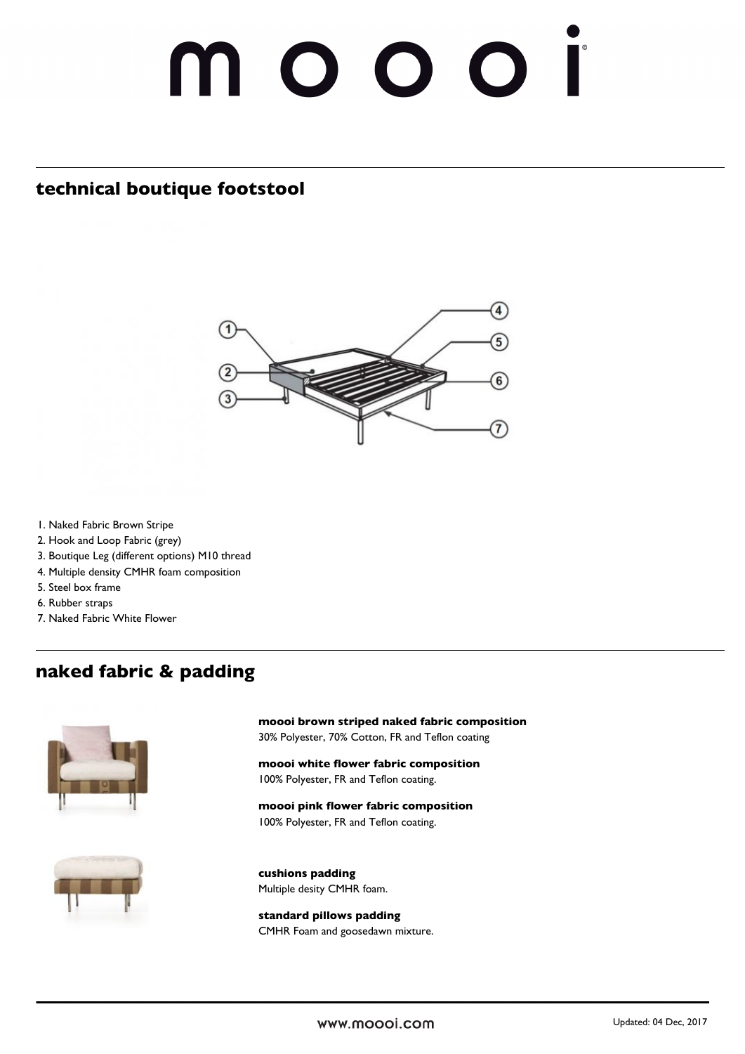## technical boutique footstool

1. Naked Fabric Brown Stripe
2. Hook and Loop Fabric (grey)
3. Boutique Leg (different options) M10 thread
4. Multiple density CMHR foam composition
5. Steel box frame
6. Rubber straps
7. Naked Fabric White Flower

## naked fabric & padding

**moooi brown striped naked fabric composition**
30% Polyester, 70% Cotton, FR and Teflon coating

**moooi white flower fabric composition**
100% Polyester, FR and Teflon coating.

**moooi pink flower fabric composition**
100% Polyester, FR and Teflon coating.

**cushions padding**
Multiple desity CMHR foam.

**standard pillows padding**
CMHR Foam and goosedawn mixture.

www.moooi.com

Updated: 04 Dec, 2017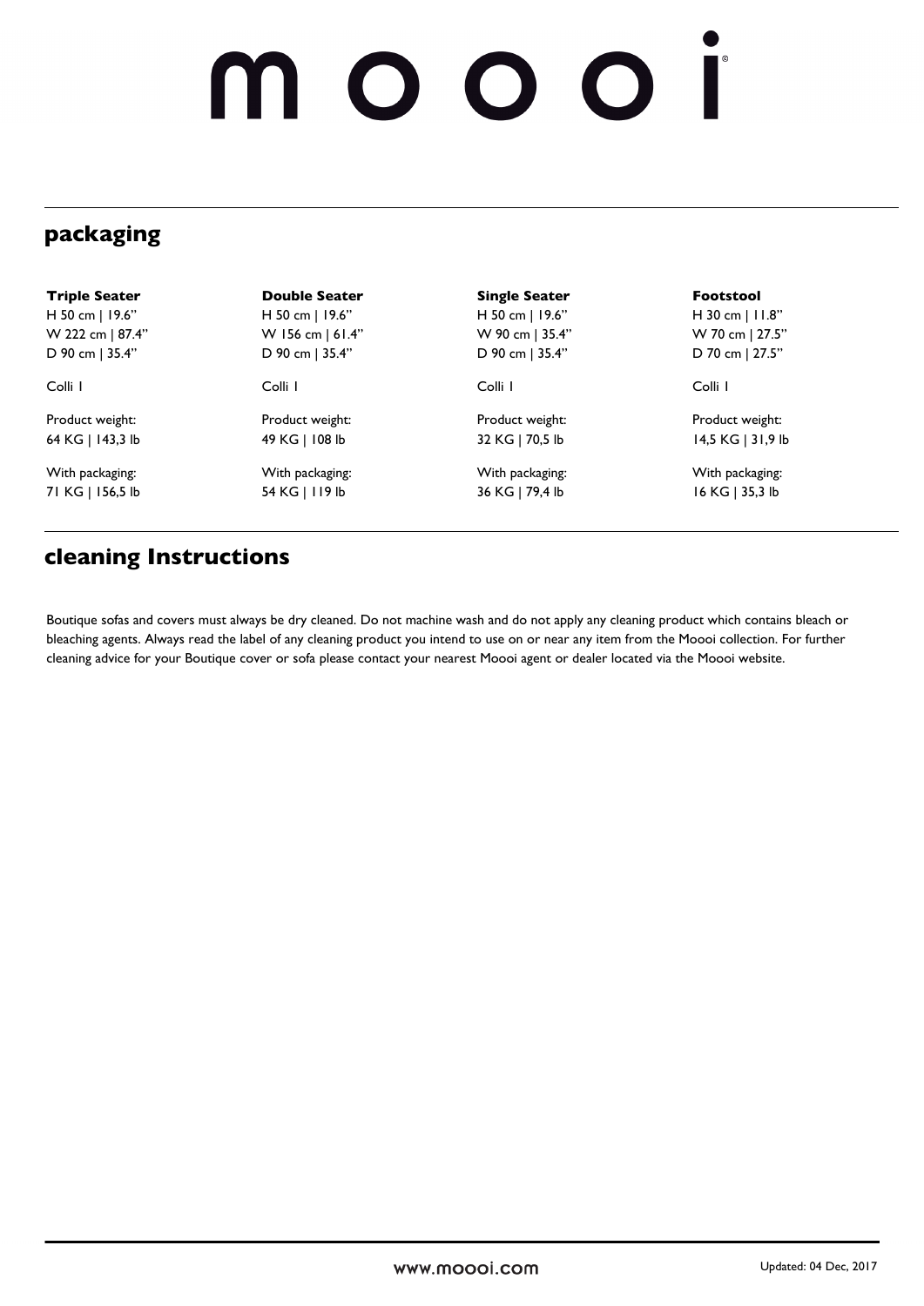# moooi

## packaging

| Triple Seater | Double Seater | Single Seater | Footstool |
|---|---|---|---|
| H 50 cm \| 19.6" | H 50 cm \| 19.6" | H 50 cm \| 19.6" | H 30 cm \| 11.8" |
| W 222 cm \| 87.4" | W 156 cm \| 61.4" | W 90 cm \| 35.4" | W 70 cm \| 27.5" |
| D 90 cm \| 35.4" | D 90 cm \| 35.4" | D 90 cm \| 35.4" | D 70 cm \| 27.5" |
| Colli 1 | Colli 1 | Colli 1 | Colli 1 |
| Product weight: 64 KG \| 143,3 lb | Product weight: 49 KG \| 108 lb | Product weight: 32 KG \| 70,5 lb | Product weight: 14,5 KG \| 31,9 lb |
| With packaging: 71 KG \| 156,5 lb | With packaging: 54 KG \| 119 lb | With packaging: 36 KG \| 79,4 lb | With packaging: 16 KG \| 35,3 lb |

## cleaning Instructions

Boutique sofas and covers must always be dry cleaned. Do not machine wash and do not apply any cleaning product which contains bleach or bleaching agents. Always read the label of any cleaning product you intend to use on or near any item from the Moooi collection. For further cleaning advice for your Boutique cover or sofa please contact your nearest Moooi agent or dealer located via the Moooi website.

www.moooi.com

Updated: 04 Dec, 2017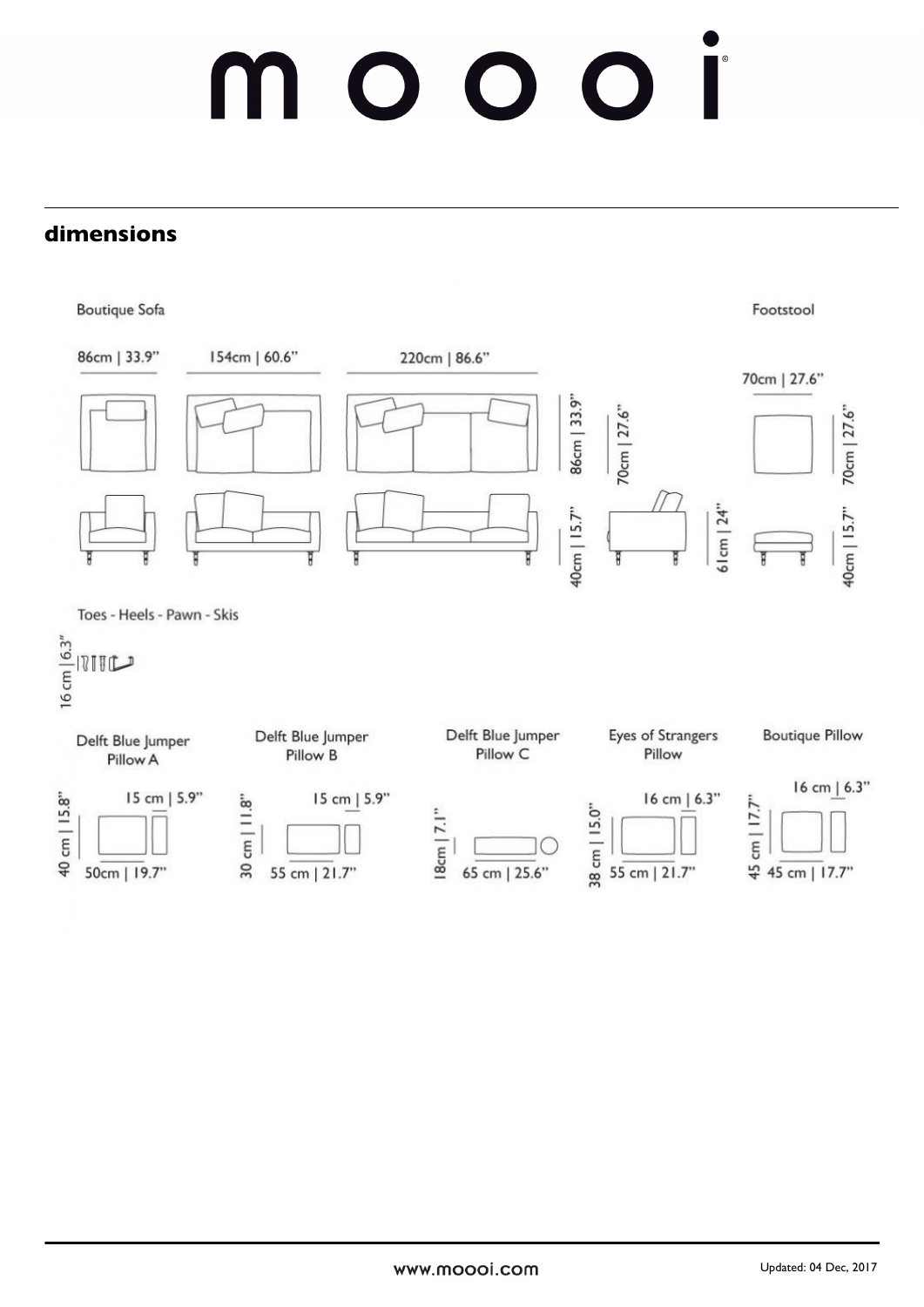m o o o i

## dimensions

Boutique Sofa

86cm | 33.9"

154cm | 60.6"

220cm | 86.6"

86cm | 33.9"

70cm | 27.6"

40cm | 15.7"

61cm | 24"

Footstool

70cm | 27.6"

70cm | 27.6"

40cm | 15.7"

Toes - Heels - Pawn - Skis

16 cm | 6.3"

Delft Blue Jumper Pillow A

40 cm | 15.8"

15 cm | 5.9"

50cm | 19.7"

Delft Blue Jumper Pillow B

30 cm | 11.8"

15 cm | 5.9"

55 cm | 21.7"

Delft Blue Jumper Pillow C

18cm | 7.1"

65 cm | 25.6"

Eyes of Strangers Pillow

38 cm | 15.0"

16 cm | 6.3"

55 cm | 21.7"

Boutique Pillow

45 cm | 17.7"

16 cm | 6.3"

45 cm | 17.7"

www.moooi.com

Updated: 04 Dec, 2017